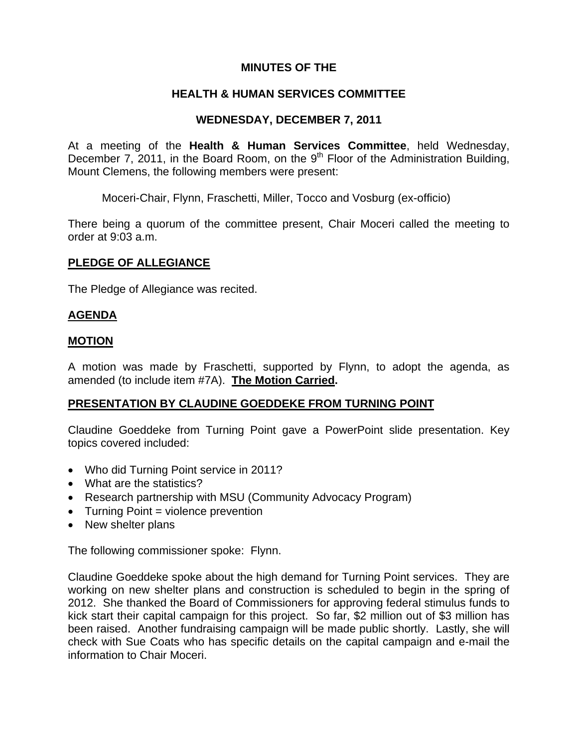**MINUTES OF THE**

**HEALTH & HUMAN SERVICES COMMITTEE**

**WEDNESDAY, DECEMBER 7, 2011**

At a meeting of the **Health & Human Services Committee**, held Wednesday, December 7, 2011, in the Board Room, on the 9th Floor of the Administration Building, Mount Clemens, the following members were present:

Moceri-Chair, Flynn, Fraschetti, Miller, Tocco and Vosburg (ex-officio)

There being a quorum of the committee present, Chair Moceri called the meeting to order at 9:03 a.m.

**PLEDGE OF ALLEGIANCE**

The Pledge of Allegiance was recited.

**AGENDA**

**MOTION**

A motion was made by Fraschetti, supported by Flynn, to adopt the agenda, as amended (to include item #7A). **The Motion Carried.**

**PRESENTATION BY CLAUDINE GOEDDEKE FROM TURNING POINT**

Claudine Goeddeke from Turning Point gave a PowerPoint slide presentation. Key topics covered included:

- Who did Turning Point service in 2011?
- What are the statistics?
- Research partnership with MSU (Community Advocacy Program)
- Turning Point = violence prevention
- New shelter plans

The following commissioner spoke: Flynn.

Claudine Goeddeke spoke about the high demand for Turning Point services. They are working on new shelter plans and construction is scheduled to begin in the spring of 2012. She thanked the Board of Commissioners for approving federal stimulus funds to kick start their capital campaign for this project. So far, $2 million out of $3 million has been raised. Another fundraising campaign will be made public shortly. Lastly, she will check with Sue Coats who has specific details on the capital campaign and e-mail the information to Chair Moceri.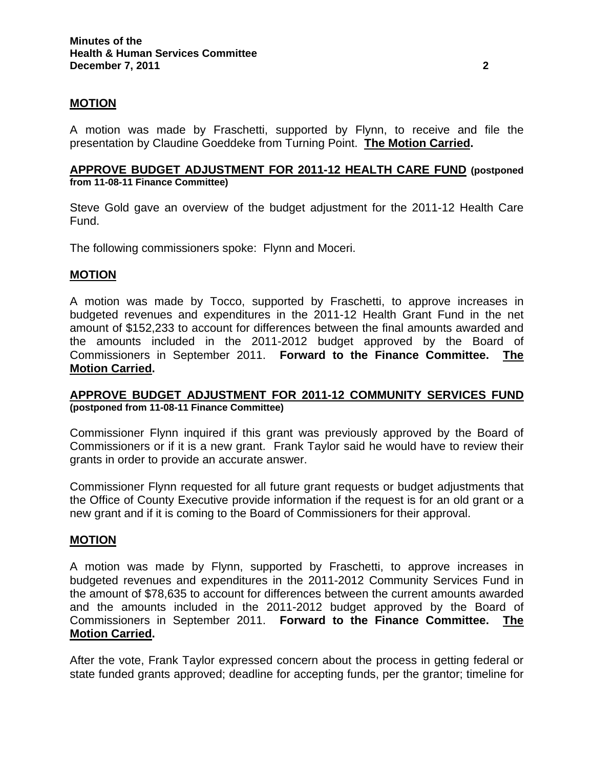**MOTION**

A motion was made by Fraschetti, supported by Flynn, to receive and file the presentation by Claudine Goeddeke from Turning Point. **The Motion Carried.**

**APPROVE BUDGET ADJUSTMENT FOR 2011-12 HEALTH CARE FUND (postponed from 11-08-11 Finance Committee)**

Steve Gold gave an overview of the budget adjustment for the 2011-12 Health Care Fund.

The following commissioners spoke: Flynn and Moceri.

**MOTION**

A motion was made by Tocco, supported by Fraschetti, to approve increases in budgeted revenues and expenditures in the 2011-12 Health Grant Fund in the net amount of $152,233 to account for differences between the final amounts awarded and the amounts included in the 2011-2012 budget approved by the Board of Commissioners in September 2011. **Forward to the Finance Committee. The Motion Carried.**

**APPROVE BUDGET ADJUSTMENT FOR 2011-12 COMMUNITY SERVICES FUND (postponed from 11-08-11 Finance Committee)**

Commissioner Flynn inquired if this grant was previously approved by the Board of Commissioners or if it is a new grant. Frank Taylor said he would have to review their grants in order to provide an accurate answer.

Commissioner Flynn requested for all future grant requests or budget adjustments that the Office of County Executive provide information if the request is for an old grant or a new grant and if it is coming to the Board of Commissioners for their approval.

**MOTION**

A motion was made by Flynn, supported by Fraschetti, to approve increases in budgeted revenues and expenditures in the 2011-2012 Community Services Fund in the amount of $78,635 to account for differences between the current amounts awarded and the amounts included in the 2011-2012 budget approved by the Board of Commissioners in September 2011. **Forward to the Finance Committee. The Motion Carried.**

After the vote, Frank Taylor expressed concern about the process in getting federal or state funded grants approved; deadline for accepting funds, per the grantor; timeline for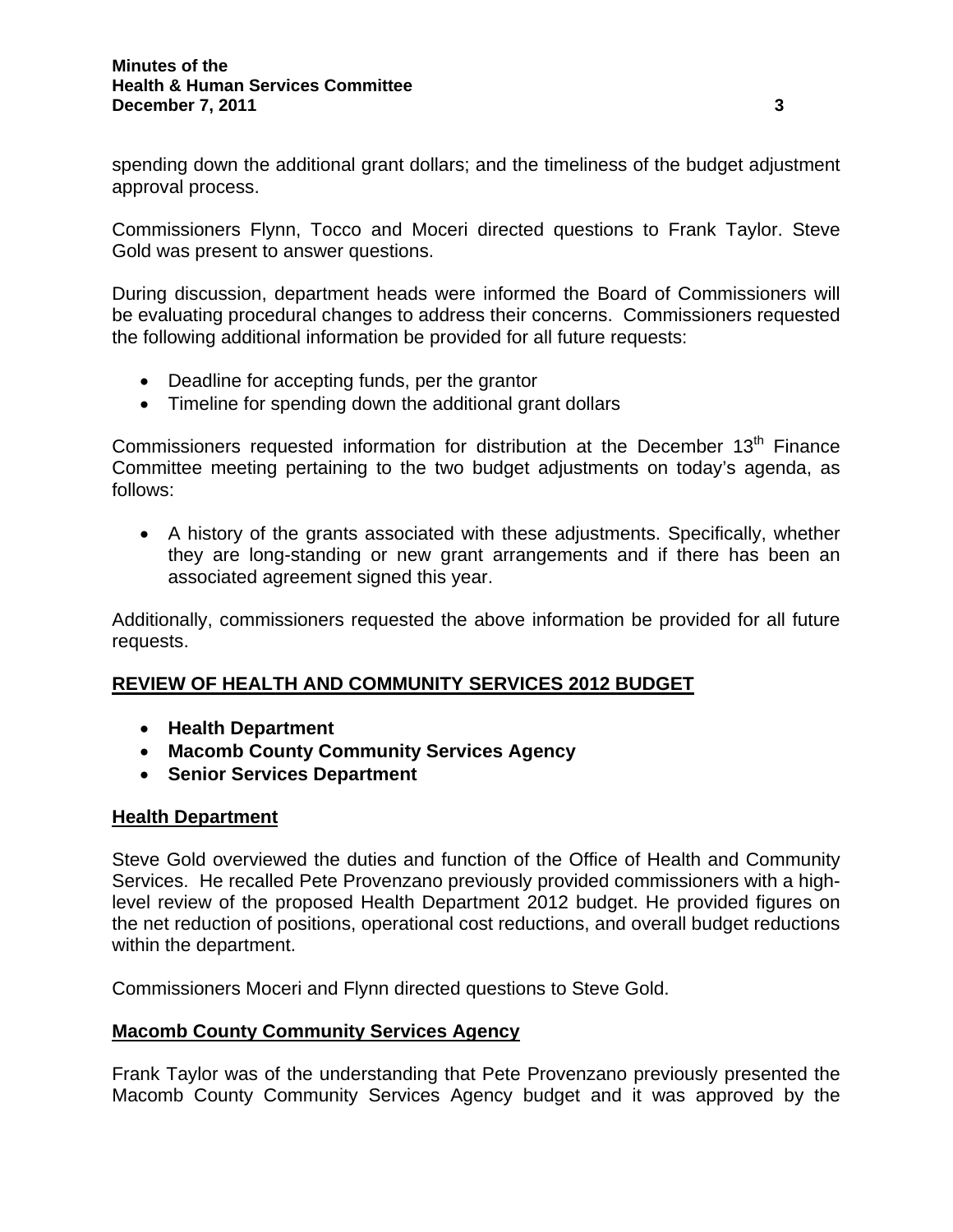spending down the additional grant dollars; and the timeliness of the budget adjustment approval process.

Commissioners Flynn, Tocco and Moceri directed questions to Frank Taylor. Steve Gold was present to answer questions.

During discussion, department heads were informed the Board of Commissioners will be evaluating procedural changes to address their concerns. Commissioners requested the following additional information be provided for all future requests:

- Deadline for accepting funds, per the grantor
- Timeline for spending down the additional grant dollars

Commissioners requested information for distribution at the December 13th Finance Committee meeting pertaining to the two budget adjustments on today's agenda, as follows:

- A history of the grants associated with these adjustments. Specifically, whether they are long-standing or new grant arrangements and if there has been an associated agreement signed this year.

Additionally, commissioners requested the above information be provided for all future requests.

## REVIEW OF HEALTH AND COMMUNITY SERVICES 2012 BUDGET

- **Health Department**
- **Macomb County Community Services Agency**
- **Senior Services Department**

### Health Department

Steve Gold overviewed the duties and function of the Office of Health and Community Services. He recalled Pete Provenzano previously provided commissioners with a high-level review of the proposed Health Department 2012 budget. He provided figures on the net reduction of positions, operational cost reductions, and overall budget reductions within the department.

Commissioners Moceri and Flynn directed questions to Steve Gold.

### Macomb County Community Services Agency

Frank Taylor was of the understanding that Pete Provenzano previously presented the Macomb County Community Services Agency budget and it was approved by the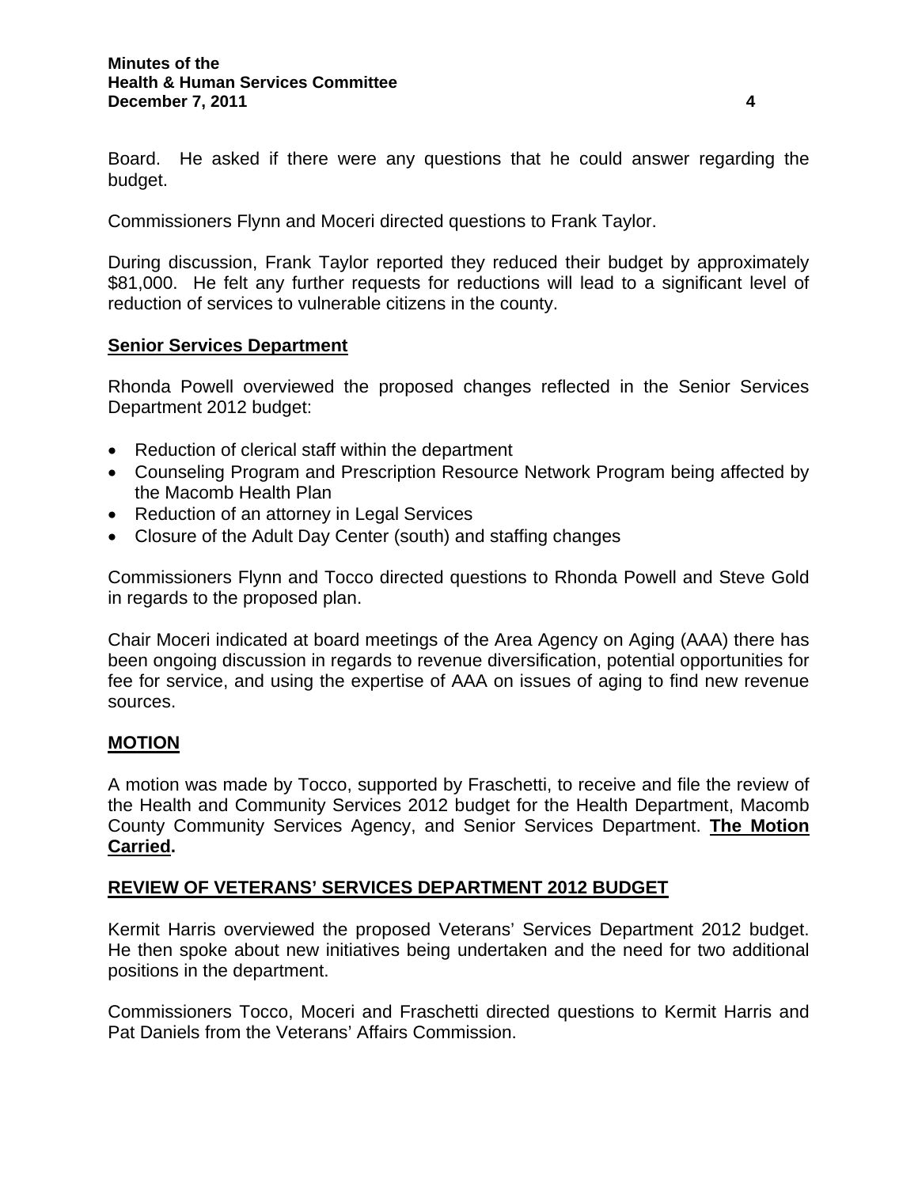Board. He asked if there were any questions that he could answer regarding the budget.

Commissioners Flynn and Moceri directed questions to Frank Taylor.

During discussion, Frank Taylor reported they reduced their budget by approximately $81,000. He felt any further requests for reductions will lead to a significant level of reduction of services to vulnerable citizens in the county.

**Senior Services Department**

Rhonda Powell overviewed the proposed changes reflected in the Senior Services Department 2012 budget:

- Reduction of clerical staff within the department
- Counseling Program and Prescription Resource Network Program being affected by the Macomb Health Plan
- Reduction of an attorney in Legal Services
- Closure of the Adult Day Center (south) and staffing changes

Commissioners Flynn and Tocco directed questions to Rhonda Powell and Steve Gold in regards to the proposed plan.

Chair Moceri indicated at board meetings of the Area Agency on Aging (AAA) there has been ongoing discussion in regards to revenue diversification, potential opportunities for fee for service, and using the expertise of AAA on issues of aging to find new revenue sources.

**MOTION**

A motion was made by Tocco, supported by Fraschetti, to receive and file the review of the Health and Community Services 2012 budget for the Health Department, Macomb County Community Services Agency, and Senior Services Department. **The Motion Carried.**

**REVIEW OF VETERANS' SERVICES DEPARTMENT 2012 BUDGET**

Kermit Harris overviewed the proposed Veterans' Services Department 2012 budget. He then spoke about new initiatives being undertaken and the need for two additional positions in the department.

Commissioners Tocco, Moceri and Fraschetti directed questions to Kermit Harris and Pat Daniels from the Veterans' Affairs Commission.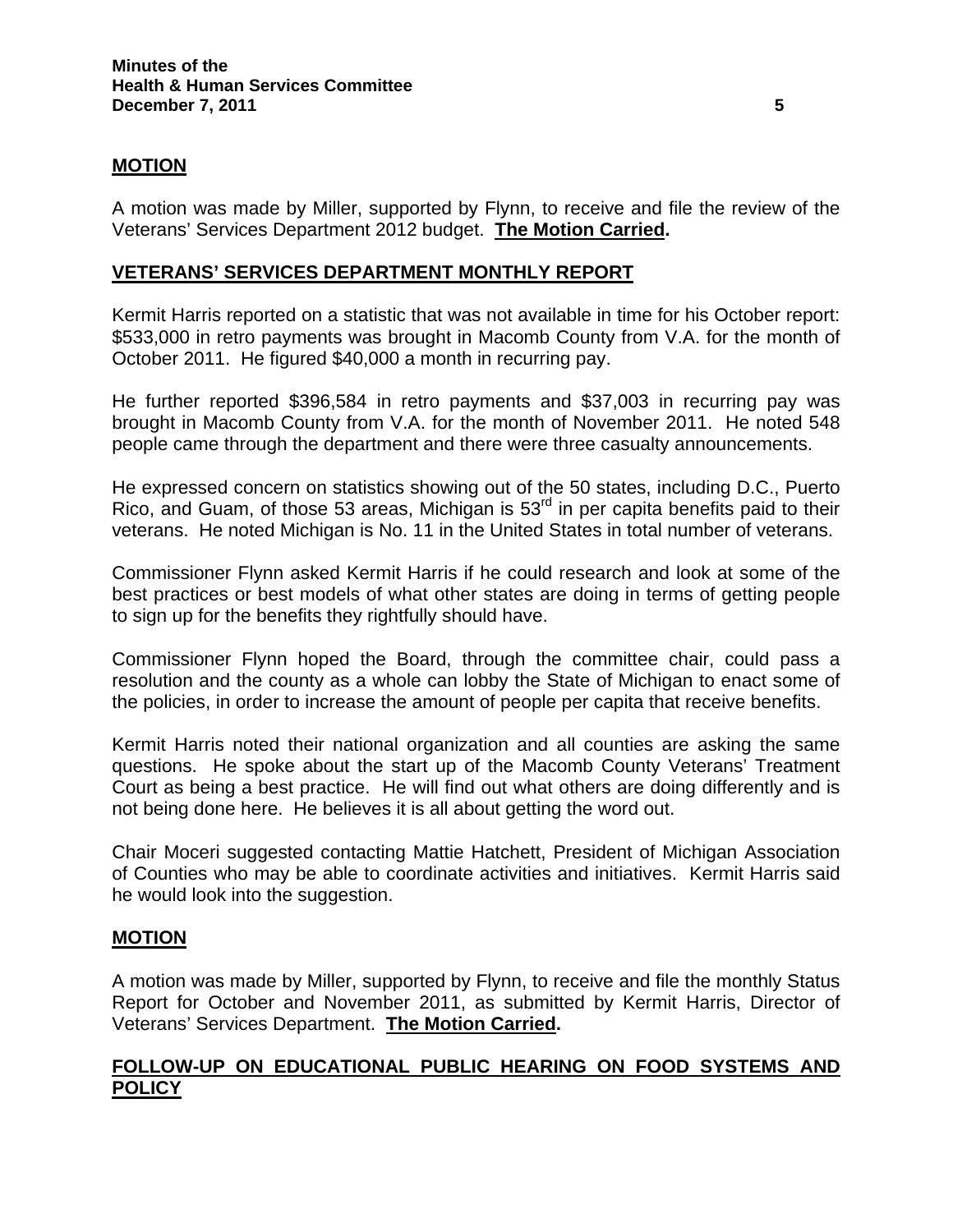**MOTION**

A motion was made by Miller, supported by Flynn, to receive and file the review of the Veterans' Services Department 2012 budget. **The Motion Carried.**

**VETERANS' SERVICES DEPARTMENT MONTHLY REPORT**

Kermit Harris reported on a statistic that was not available in time for his October report: \$533,000 in retro payments was brought in Macomb County from V.A. for the month of October 2011. He figured \$40,000 a month in recurring pay.

He further reported \$396,584 in retro payments and \$37,003 in recurring pay was brought in Macomb County from V.A. for the month of November 2011. He noted 548 people came through the department and there were three casualty announcements.

He expressed concern on statistics showing out of the 50 states, including D.C., Puerto Rico, and Guam, of those 53 areas, Michigan is 53rd in per capita benefits paid to their veterans. He noted Michigan is No. 11 in the United States in total number of veterans.

Commissioner Flynn asked Kermit Harris if he could research and look at some of the best practices or best models of what other states are doing in terms of getting people to sign up for the benefits they rightfully should have.

Commissioner Flynn hoped the Board, through the committee chair, could pass a resolution and the county as a whole can lobby the State of Michigan to enact some of the policies, in order to increase the amount of people per capita that receive benefits.

Kermit Harris noted their national organization and all counties are asking the same questions. He spoke about the start up of the Macomb County Veterans' Treatment Court as being a best practice. He will find out what others are doing differently and is not being done here. He believes it is all about getting the word out.

Chair Moceri suggested contacting Mattie Hatchett, President of Michigan Association of Counties who may be able to coordinate activities and initiatives. Kermit Harris said he would look into the suggestion.

**MOTION**

A motion was made by Miller, supported by Flynn, to receive and file the monthly Status Report for October and November 2011, as submitted by Kermit Harris, Director of Veterans' Services Department. **The Motion Carried.**

**FOLLOW-UP ON EDUCATIONAL PUBLIC HEARING ON FOOD SYSTEMS AND POLICY**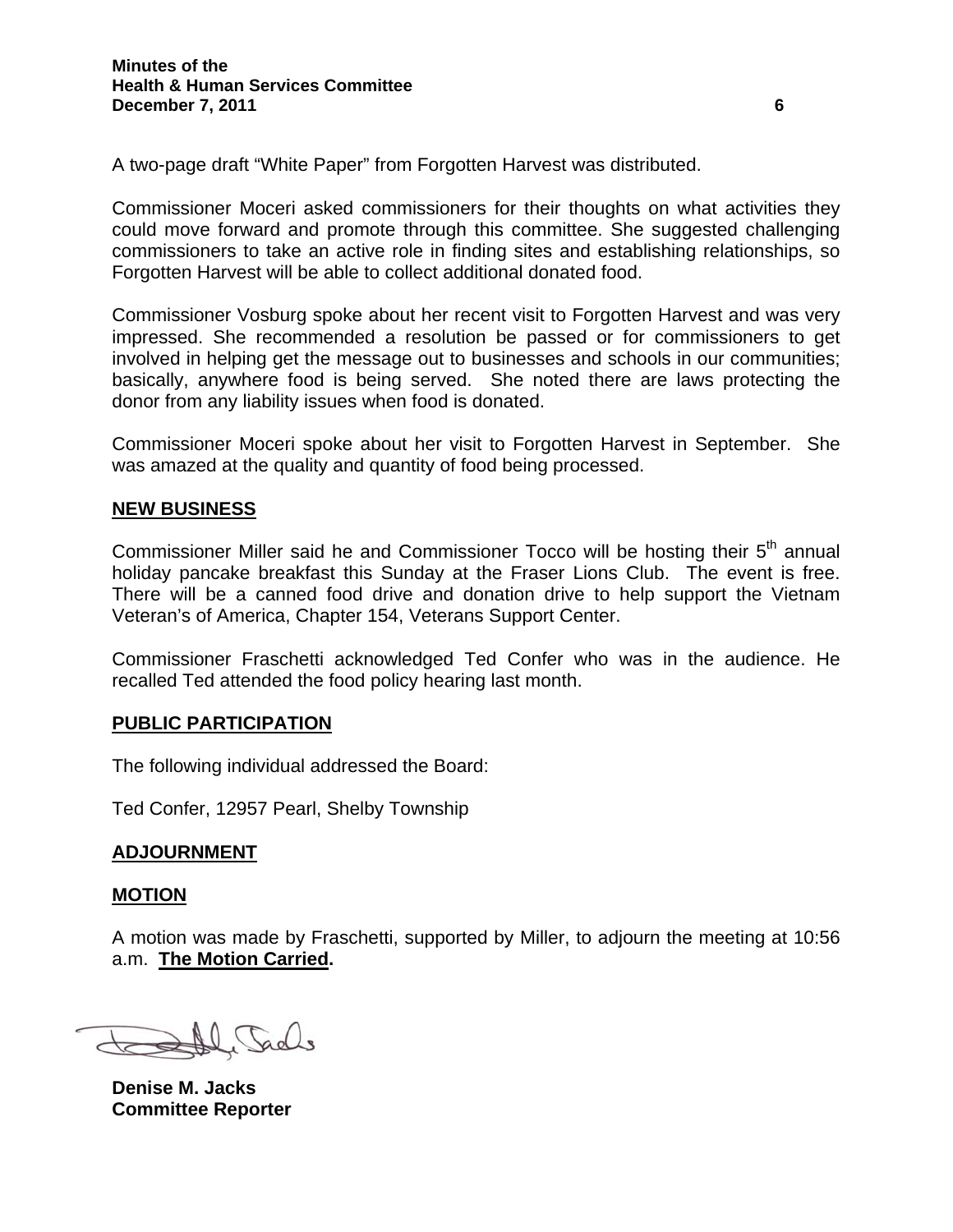A two-page draft "White Paper" from Forgotten Harvest was distributed.

Commissioner Moceri asked commissioners for their thoughts on what activities they could move forward and promote through this committee. She suggested challenging commissioners to take an active role in finding sites and establishing relationships, so Forgotten Harvest will be able to collect additional donated food.

Commissioner Vosburg spoke about her recent visit to Forgotten Harvest and was very impressed. She recommended a resolution be passed or for commissioners to get involved in helping get the message out to businesses and schools in our communities; basically, anywhere food is being served. She noted there are laws protecting the donor from any liability issues when food is donated.

Commissioner Moceri spoke about her visit to Forgotten Harvest in September. She was amazed at the quality and quantity of food being processed.

## NEW BUSINESS

Commissioner Miller said he and Commissioner Tocco will be hosting their 5th annual holiday pancake breakfast this Sunday at the Fraser Lions Club. The event is free. There will be a canned food drive and donation drive to help support the Vietnam Veteran's of America, Chapter 154, Veterans Support Center.

Commissioner Fraschetti acknowledged Ted Confer who was in the audience. He recalled Ted attended the food policy hearing last month.

## PUBLIC PARTICIPATION

The following individual addressed the Board:

Ted Confer, 12957 Pearl, Shelby Township

## ADJOURNMENT

## MOTION

A motion was made by Fraschetti, supported by Miller, to adjourn the meeting at 10:56 a.m. **The Motion Carried.**

**Denise M. Jacks**
**Committee Reporter**